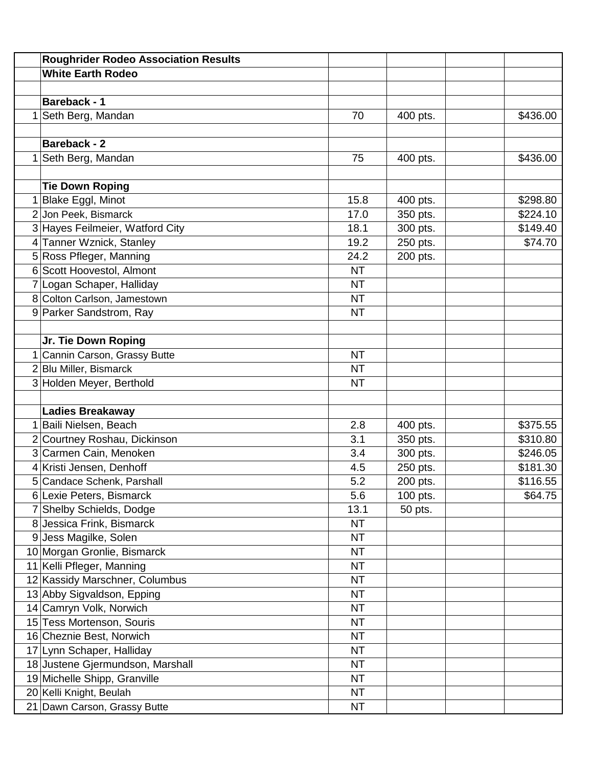| | Roughrider Rodeo Association Results | | | | |
|---|---|---|---|---|---|
| | **White Earth Rodeo** | | | | |
| | | | | | |
| | **Bareback - 1** | | | | |
| 1 | Seth Berg, Mandan | 70 | 400 pts. | | $436.00 |
| | | | | | |
| | **Bareback - 2** | | | | |
| 1 | Seth Berg, Mandan | 75 | 400 pts. | | $436.00 |
| | | | | | |
| | **Tie Down Roping** | | | | |
| 1 | Blake Eggl, Minot | 15.8 | 400 pts. | | $298.80 |
| 2 | Jon Peek, Bismarck | 17.0 | 350 pts. | | $224.10 |
| 3 | Hayes Feilmeier, Watford City | 18.1 | 300 pts. | | $149.40 |
| 4 | Tanner Wznick, Stanley | 19.2 | 250 pts. | | $74.70 |
| 5 | Ross Pfleger, Manning | 24.2 | 200 pts. | | |
| 6 | Scott Hoovestol, Almont | NT | | | |
| 7 | Logan Schaper, Halliday | NT | | | |
| 8 | Colton Carlson, Jamestown | NT | | | |
| 9 | Parker Sandstrom, Ray | NT | | | |
| | | | | | |
| | **Jr. Tie Down Roping** | | | | |
| 1 | Cannin Carson, Grassy Butte | NT | | | |
| 2 | Blu Miller, Bismarck | NT | | | |
| 3 | Holden Meyer, Berthold | NT | | | |
| | | | | | |
| | **Ladies Breakaway** | | | | |
| 1 | Baili Nielsen, Beach | 2.8 | 400 pts. | | $375.55 |
| 2 | Courtney Roshau, Dickinson | 3.1 | 350 pts. | | $310.80 |
| 3 | Carmen Cain, Menoken | 3.4 | 300 pts. | | $246.05 |
| 4 | Kristi Jensen, Denhoff | 4.5 | 250 pts. | | $181.30 |
| 5 | Candace Schenk, Parshall | 5.2 | 200 pts. | | $116.55 |
| 6 | Lexie Peters, Bismarck | 5.6 | 100 pts. | | $64.75 |
| 7 | Shelby Schields, Dodge | 13.1 | 50 pts. | | |
| 8 | Jessica Frink, Bismarck | NT | | | |
| 9 | Jess Magilke, Solen | NT | | | |
| 10 | Morgan Gronlie, Bismarck | NT | | | |
| 11 | Kelli Pfleger, Manning | NT | | | |
| 12 | Kassidy Marschner, Columbus | NT | | | |
| 13 | Abby Sigvaldson, Epping | NT | | | |
| 14 | Camryn Volk, Norwich | NT | | | |
| 15 | Tess Mortenson, Souris | NT | | | |
| 16 | Cheznie Best, Norwich | NT | | | |
| 17 | Lynn Schaper, Halliday | NT | | | |
| 18 | Justene Gjermundson, Marshall | NT | | | |
| 19 | Michelle Shipp, Granville | NT | | | |
| 20 | Kelli Knight, Beulah | NT | | | |
| 21 | Dawn Carson, Grassy Butte | NT | | | |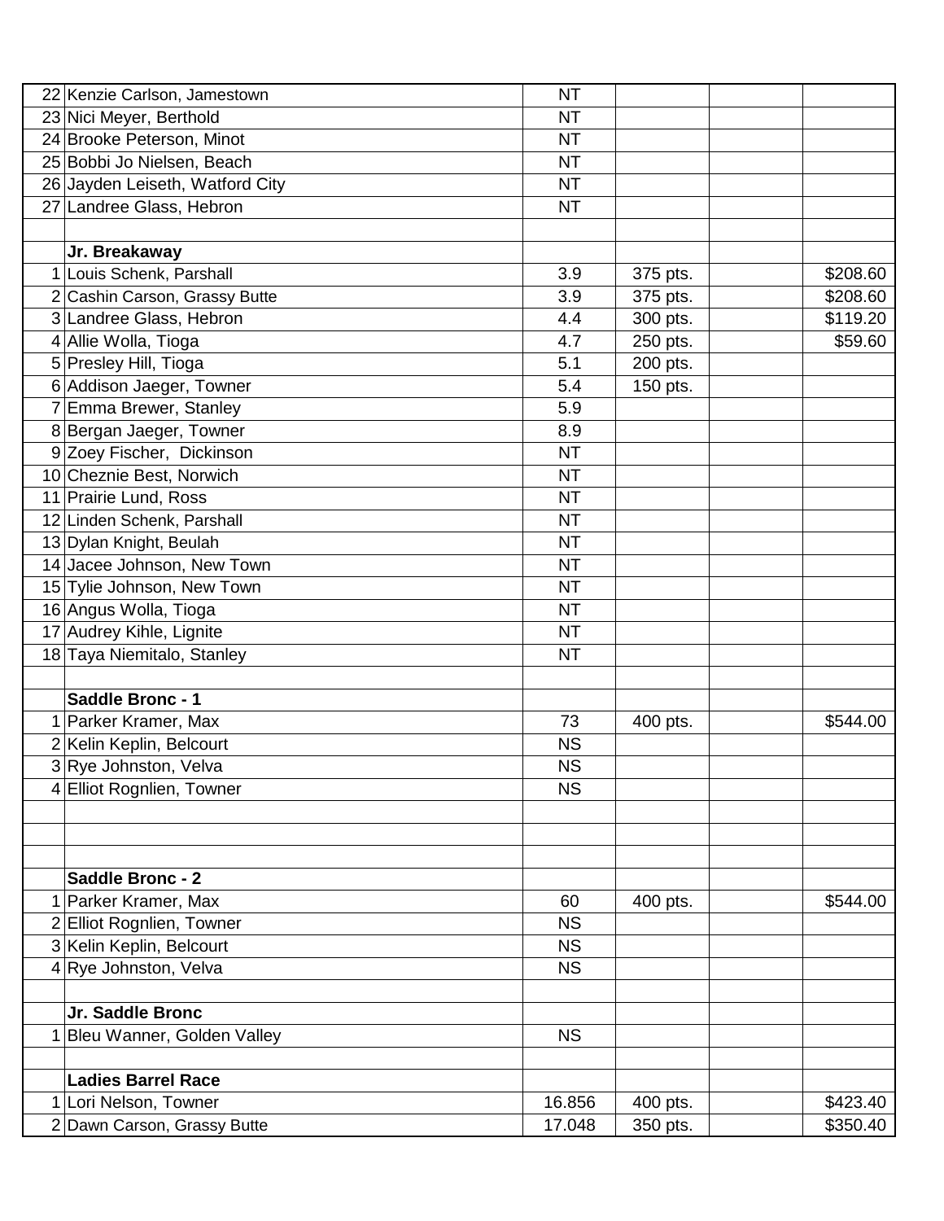| | | | | | |
|---|---|---|---|---|---|
| 22 | Kenzie Carlson, Jamestown | NT | | | |
| 23 | Nici Meyer, Berthold | NT | | | |
| 24 | Brooke Peterson, Minot | NT | | | |
| 25 | Bobbi Jo Nielsen, Beach | NT | | | |
| 26 | Jayden Leiseth, Watford City | NT | | | |
| 27 | Landree Glass, Hebron | NT | | | |
| | | | | | |
| | **Jr. Breakaway** | | | | |
| 1 | Louis Schenk, Parshall | 3.9 | 375 pts. | | $208.60 |
| 2 | Cashin Carson, Grassy Butte | 3.9 | 375 pts. | | $208.60 |
| 3 | Landree Glass, Hebron | 4.4 | 300 pts. | | $119.20 |
| 4 | Allie Wolla, Tioga | 4.7 | 250 pts. | | $59.60 |
| 5 | Presley Hill, Tioga | 5.1 | 200 pts. | | |
| 6 | Addison Jaeger, Towner | 5.4 | 150 pts. | | |
| 7 | Emma Brewer, Stanley | 5.9 | | | |
| 8 | Bergan Jaeger, Towner | 8.9 | | | |
| 9 | Zoey Fischer, Dickinson | NT | | | |
| 10 | Cheznie Best, Norwich | NT | | | |
| 11 | Prairie Lund, Ross | NT | | | |
| 12 | Linden Schenk, Parshall | NT | | | |
| 13 | Dylan Knight, Beulah | NT | | | |
| 14 | Jacee Johnson, New Town | NT | | | |
| 15 | Tylie Johnson, New Town | NT | | | |
| 16 | Angus Wolla, Tioga | NT | | | |
| 17 | Audrey Kihle, Lignite | NT | | | |
| 18 | Taya Niemitalo, Stanley | NT | | | |
| | | | | | |
| | **Saddle Bronc - 1** | | | | |
| 1 | Parker Kramer, Max | 73 | 400 pts. | | $544.00 |
| 2 | Kelin Keplin, Belcourt | NS | | | |
| 3 | Rye Johnston, Velva | NS | | | |
| 4 | Elliot Rognlien, Towner | NS | | | |
| | | | | | |
| | | | | | |
| | | | | | |
| | **Saddle Bronc - 2** | | | | |
| 1 | Parker Kramer, Max | 60 | 400 pts. | | $544.00 |
| 2 | Elliot Rognlien, Towner | NS | | | |
| 3 | Kelin Keplin, Belcourt | NS | | | |
| 4 | Rye Johnston, Velva | NS | | | |
| | | | | | |
| | **Jr. Saddle Bronc** | | | | |
| 1 | Bleu Wanner, Golden Valley | NS | | | |
| | | | | | |
| | **Ladies Barrel Race** | | | | |
| 1 | Lori Nelson, Towner | 16.856 | 400 pts. | | $423.40 |
| 2 | Dawn Carson, Grassy Butte | 17.048 | 350 pts. | | $350.40 |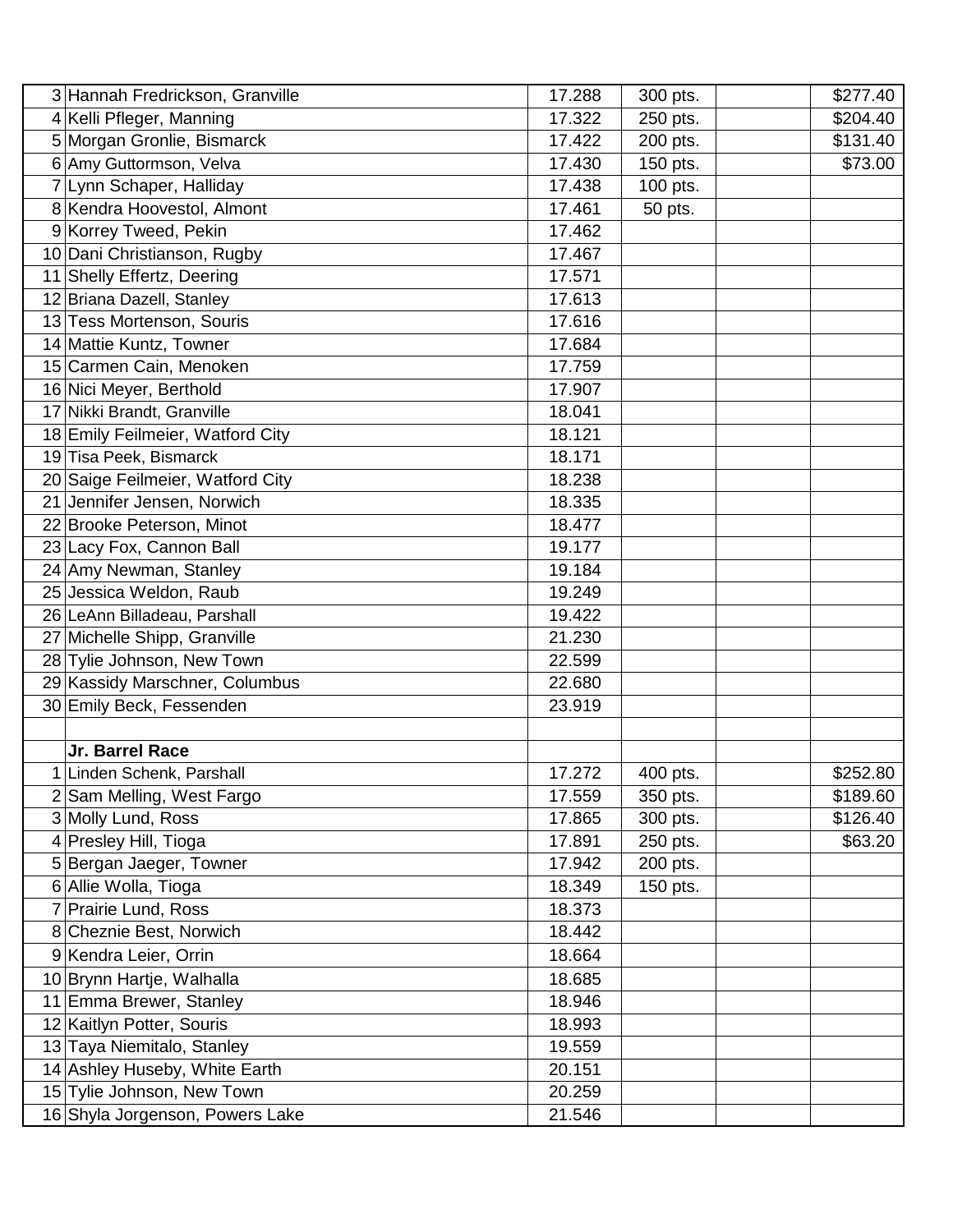| | | | | | |
|---|---|---|---|---|---|
| 3 | Hannah Fredrickson, Granville | 17.288 | 300 pts. | | $277.40 |
| 4 | Kelli Pfleger, Manning | 17.322 | 250 pts. | | $204.40 |
| 5 | Morgan Gronlie, Bismarck | 17.422 | 200 pts. | | $131.40 |
| 6 | Amy Guttormson, Velva | 17.430 | 150 pts. | | $73.00 |
| 7 | Lynn Schaper, Halliday | 17.438 | 100 pts. | | |
| 8 | Kendra Hoovestol, Almont | 17.461 | 50 pts. | | |
| 9 | Korrey Tweed, Pekin | 17.462 | | | |
| 10 | Dani Christianson, Rugby | 17.467 | | | |
| 11 | Shelly Effertz, Deering | 17.571 | | | |
| 12 | Briana Dazell, Stanley | 17.613 | | | |
| 13 | Tess Mortenson, Souris | 17.616 | | | |
| 14 | Mattie Kuntz, Towner | 17.684 | | | |
| 15 | Carmen Cain, Menoken | 17.759 | | | |
| 16 | Nici Meyer, Berthold | 17.907 | | | |
| 17 | Nikki Brandt, Granville | 18.041 | | | |
| 18 | Emily Feilmeier, Watford City | 18.121 | | | |
| 19 | Tisa Peek, Bismarck | 18.171 | | | |
| 20 | Saige Feilmeier, Watford City | 18.238 | | | |
| 21 | Jennifer Jensen, Norwich | 18.335 | | | |
| 22 | Brooke Peterson, Minot | 18.477 | | | |
| 23 | Lacy Fox, Cannon Ball | 19.177 | | | |
| 24 | Amy Newman, Stanley | 19.184 | | | |
| 25 | Jessica Weldon, Raub | 19.249 | | | |
| 26 | LeAnn Billadeau, Parshall | 19.422 | | | |
| 27 | Michelle Shipp, Granville | 21.230 | | | |
| 28 | Tylie Johnson, New Town | 22.599 | | | |
| 29 | Kassidy Marschner, Columbus | 22.680 | | | |
| 30 | Emily Beck, Fessenden | 23.919 | | | |
| | | | | | |
| | **Jr. Barrel Race** | | | | |
| 1 | Linden Schenk, Parshall | 17.272 | 400 pts. | | $252.80 |
| 2 | Sam Melling, West Fargo | 17.559 | 350 pts. | | $189.60 |
| 3 | Molly Lund, Ross | 17.865 | 300 pts. | | $126.40 |
| 4 | Presley Hill, Tioga | 17.891 | 250 pts. | | $63.20 |
| 5 | Bergan Jaeger, Towner | 17.942 | 200 pts. | | |
| 6 | Allie Wolla, Tioga | 18.349 | 150 pts. | | |
| 7 | Prairie Lund, Ross | 18.373 | | | |
| 8 | Cheznie Best, Norwich | 18.442 | | | |
| 9 | Kendra Leier, Orrin | 18.664 | | | |
| 10 | Brynn Hartje, Walhalla | 18.685 | | | |
| 11 | Emma Brewer, Stanley | 18.946 | | | |
| 12 | Kaitlyn Potter, Souris | 18.993 | | | |
| 13 | Taya Niemitalo, Stanley | 19.559 | | | |
| 14 | Ashley Huseby, White Earth | 20.151 | | | |
| 15 | Tylie Johnson, New Town | 20.259 | | | |
| 16 | Shyla Jorgenson, Powers Lake | 21.546 | | | |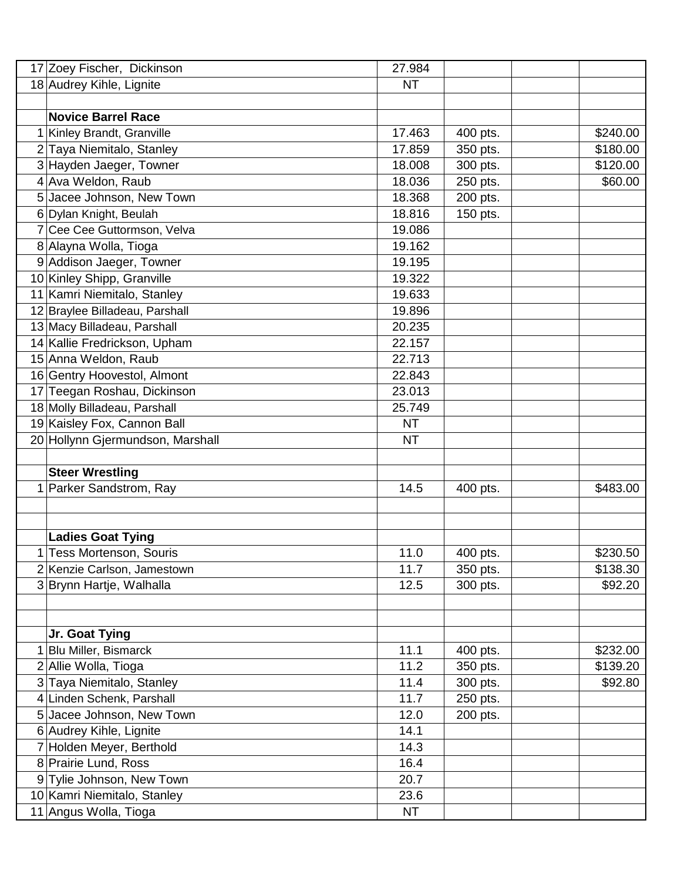| | | | | | |
|---|---|---|---|---|---|
| 17 | Zoey Fischer, Dickinson | 27.984 | | | |
| 18 | Audrey Kihle, Lignite | NT | | | |
| | | | | | |
| | **Novice Barrel Race** | | | | |
| 1 | Kinley Brandt, Granville | 17.463 | 400 pts. | | $240.00 |
| 2 | Taya Niemitalo, Stanley | 17.859 | 350 pts. | | $180.00 |
| 3 | Hayden Jaeger, Towner | 18.008 | 300 pts. | | $120.00 |
| 4 | Ava Weldon, Raub | 18.036 | 250 pts. | | $60.00 |
| 5 | Jacee Johnson, New Town | 18.368 | 200 pts. | | |
| 6 | Dylan Knight, Beulah | 18.816 | 150 pts. | | |
| 7 | Cee Cee Guttormson, Velva | 19.086 | | | |
| 8 | Alayna Wolla, Tioga | 19.162 | | | |
| 9 | Addison Jaeger, Towner | 19.195 | | | |
| 10 | Kinley Shipp, Granville | 19.322 | | | |
| 11 | Kamri Niemitalo, Stanley | 19.633 | | | |
| 12 | Braylee Billadeau, Parshall | 19.896 | | | |
| 13 | Macy Billadeau, Parshall | 20.235 | | | |
| 14 | Kallie Fredrickson, Upham | 22.157 | | | |
| 15 | Anna Weldon, Raub | 22.713 | | | |
| 16 | Gentry Hoovestol, Almont | 22.843 | | | |
| 17 | Teegan Roshau, Dickinson | 23.013 | | | |
| 18 | Molly Billadeau, Parshall | 25.749 | | | |
| 19 | Kaisley Fox, Cannon Ball | NT | | | |
| 20 | Hollynn Gjermundson, Marshall | NT | | | |
| | | | | | |
| | **Steer Wrestling** | | | | |
| 1 | Parker Sandstrom, Ray | 14.5 | 400 pts. | | $483.00 |
| | | | | | |
| | | | | | |
| | **Ladies Goat Tying** | | | | |
| 1 | Tess Mortenson, Souris | 11.0 | 400 pts. | | $230.50 |
| 2 | Kenzie Carlson, Jamestown | 11.7 | 350 pts. | | $138.30 |
| 3 | Brynn Hartje, Walhalla | 12.5 | 300 pts. | | $92.20 |
| | | | | | |
| | | | | | |
| | **Jr. Goat Tying** | | | | |
| 1 | Blu Miller, Bismarck | 11.1 | 400 pts. | | $232.00 |
| 2 | Allie Wolla, Tioga | 11.2 | 350 pts. | | $139.20 |
| 3 | Taya Niemitalo, Stanley | 11.4 | 300 pts. | | $92.80 |
| 4 | Linden Schenk, Parshall | 11.7 | 250 pts. | | |
| 5 | Jacee Johnson, New Town | 12.0 | 200 pts. | | |
| 6 | Audrey Kihle, Lignite | 14.1 | | | |
| 7 | Holden Meyer, Berthold | 14.3 | | | |
| 8 | Prairie Lund, Ross | 16.4 | | | |
| 9 | Tylie Johnson, New Town | 20.7 | | | |
| 10 | Kamri Niemitalo, Stanley | 23.6 | | | |
| 11 | Angus Wolla, Tioga | NT | | | |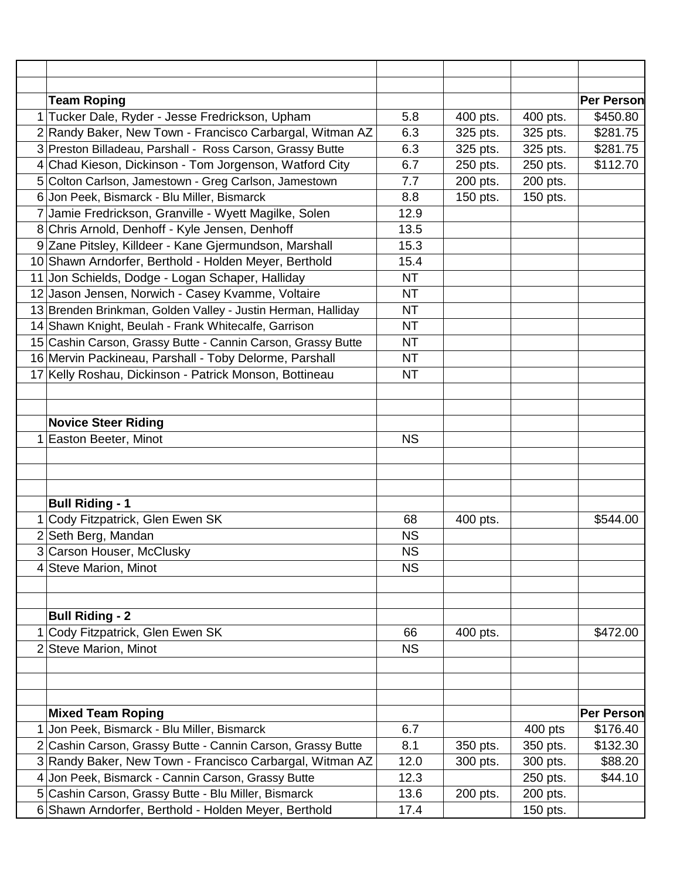| | | | | | |
|---|---|---|---|---|---|
| | **Team Roping** | | | | **Per Person** |
| 1 | Tucker Dale, Ryder - Jesse Fredrickson, Upham | 5.8 | 400 pts. | 400 pts. | $450.80 |
| 2 | Randy Baker, New Town - Francisco Carbargal, Witman AZ | 6.3 | 325 pts. | 325 pts. | $281.75 |
| 3 | Preston Billadeau, Parshall - Ross Carson, Grassy Butte | 6.3 | 325 pts. | 325 pts. | $281.75 |
| 4 | Chad Kieson, Dickinson - Tom Jorgenson, Watford City | 6.7 | 250 pts. | 250 pts. | $112.70 |
| 5 | Colton Carlson, Jamestown - Greg Carlson, Jamestown | 7.7 | 200 pts. | 200 pts. | |
| 6 | Jon Peek, Bismarck - Blu Miller, Bismarck | 8.8 | 150 pts. | 150 pts. | |
| 7 | Jamie Fredrickson, Granville - Wyett Magilke, Solen | 12.9 | | | |
| 8 | Chris Arnold, Denhoff - Kyle Jensen, Denhoff | 13.5 | | | |
| 9 | Zane Pitsley, Killdeer - Kane Gjermundson, Marshall | 15.3 | | | |
| 10 | Shawn Arndorfer, Berthold - Holden Meyer, Berthold | 15.4 | | | |
| 11 | Jon Schields, Dodge - Logan Schaper, Halliday | NT | | | |
| 12 | Jason Jensen, Norwich - Casey Kvamme, Voltaire | NT | | | |
| 13 | Brenden Brinkman, Golden Valley - Justin Herman, Halliday | NT | | | |
| 14 | Shawn Knight, Beulah - Frank Whitecalfe, Garrison | NT | | | |
| 15 | Cashin Carson, Grassy Butte - Cannin Carson, Grassy Butte | NT | | | |
| 16 | Mervin Packineau, Parshall - Toby Delorme, Parshall | NT | | | |
| 17 | Kelly Roshau, Dickinson - Patrick Monson, Bottineau | NT | | | |
| | | | | | |
| | | | | | |
| | **Novice Steer Riding** | | | | |
| 1 | Easton Beeter, Minot | NS | | | |
| | | | | | |
| | | | | | |
| | | | | | |
| | **Bull Riding - 1** | | | | |
| 1 | Cody Fitzpatrick, Glen Ewen SK | 68 | 400 pts. | | $544.00 |
| 2 | Seth Berg, Mandan | NS | | | |
| 3 | Carson Houser, McClusky | NS | | | |
| 4 | Steve Marion, Minot | NS | | | |
| | | | | | |
| | | | | | |
| | **Bull Riding - 2** | | | | |
| 1 | Cody Fitzpatrick, Glen Ewen SK | 66 | 400 pts. | | $472.00 |
| 2 | Steve Marion, Minot | NS | | | |
| | | | | | |
| | | | | | |
| | | | | | |
| | **Mixed Team Roping** | | | | **Per Person** |
| 1 | Jon Peek, Bismarck - Blu Miller, Bismarck | 6.7 | | 400 pts | $176.40 |
| 2 | Cashin Carson, Grassy Butte - Cannin Carson, Grassy Butte | 8.1 | 350 pts. | 350 pts. | $132.30 |
| 3 | Randy Baker, New Town - Francisco Carbargal, Witman AZ | 12.0 | 300 pts. | 300 pts. | $88.20 |
| 4 | Jon Peek, Bismarck - Cannin Carson, Grassy Butte | 12.3 | | 250 pts. | $44.10 |
| 5 | Cashin Carson, Grassy Butte - Blu Miller, Bismarck | 13.6 | 200 pts. | 200 pts. | |
| 6 | Shawn Arndorfer, Berthold - Holden Meyer, Berthold | 17.4 | | 150 pts. | |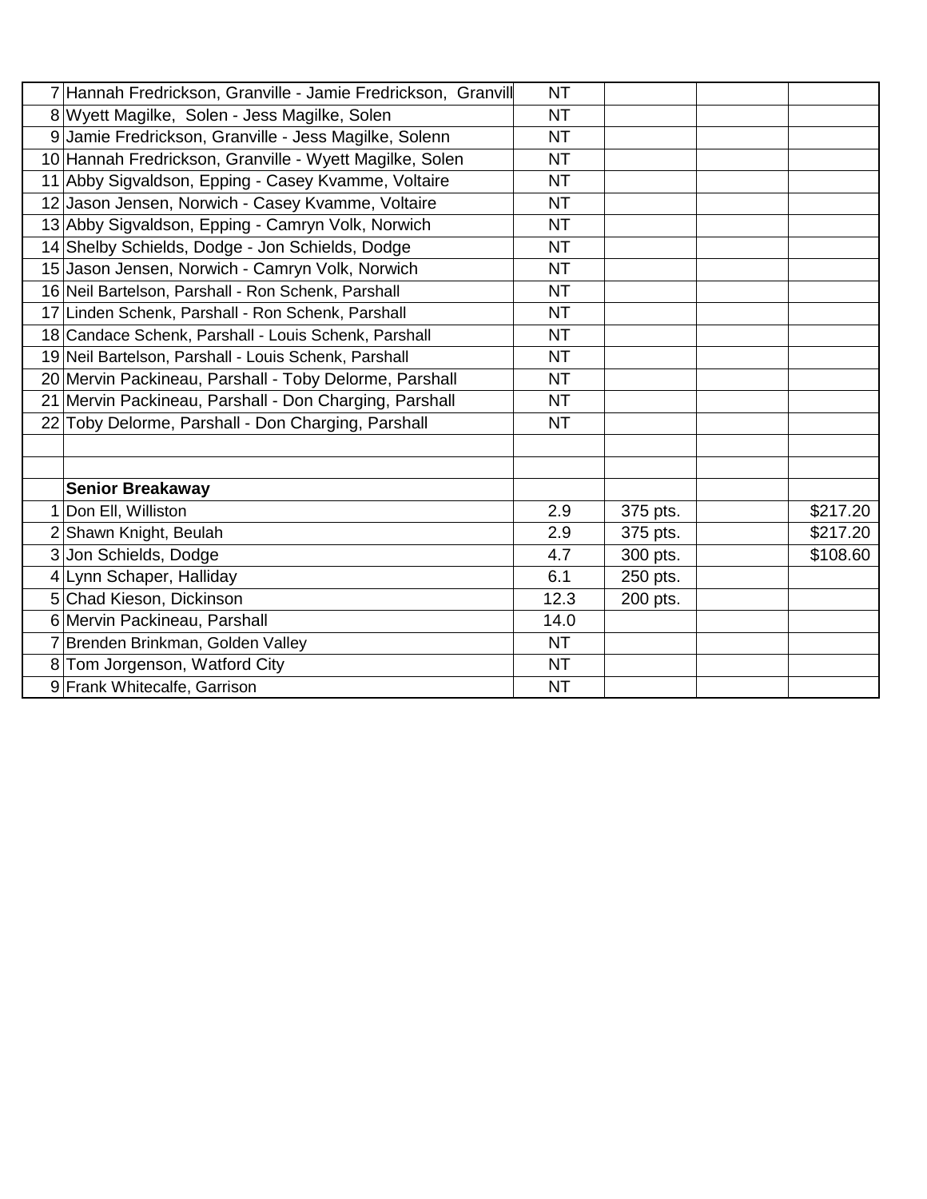| | | | | | |
|---|---|---|---|---|---|
| 7 | Hannah Fredrickson, Granville - Jamie Fredrickson, Granvill | NT | | | |
| 8 | Wyett Magilke, Solen - Jess Magilke, Solen | NT | | | |
| 9 | Jamie Fredrickson, Granville - Jess Magilke, Solenn | NT | | | |
| 10 | Hannah Fredrickson, Granville - Wyett Magilke, Solen | NT | | | |
| 11 | Abby Sigvaldson, Epping - Casey Kvamme, Voltaire | NT | | | |
| 12 | Jason Jensen, Norwich - Casey Kvamme, Voltaire | NT | | | |
| 13 | Abby Sigvaldson, Epping - Camryn Volk, Norwich | NT | | | |
| 14 | Shelby Schields, Dodge - Jon Schields, Dodge | NT | | | |
| 15 | Jason Jensen, Norwich - Camryn Volk, Norwich | NT | | | |
| 16 | Neil Bartelson, Parshall - Ron Schenk, Parshall | NT | | | |
| 17 | Linden Schenk, Parshall - Ron Schenk, Parshall | NT | | | |
| 18 | Candace Schenk, Parshall - Louis Schenk, Parshall | NT | | | |
| 19 | Neil Bartelson, Parshall - Louis Schenk, Parshall | NT | | | |
| 20 | Mervin Packineau, Parshall - Toby Delorme, Parshall | NT | | | |
| 21 | Mervin Packineau, Parshall - Don Charging, Parshall | NT | | | |
| 22 | Toby Delorme, Parshall - Don Charging, Parshall | NT | | | |
| | | | | | |
| | | | | | |
| | **Senior Breakaway** | | | | |
| 1 | Don Ell, Williston | 2.9 | 375 pts. | | $217.20 |
| 2 | Shawn Knight, Beulah | 2.9 | 375 pts. | | $217.20 |
| 3 | Jon Schields, Dodge | 4.7 | 300 pts. | | $108.60 |
| 4 | Lynn Schaper, Halliday | 6.1 | 250 pts. | | |
| 5 | Chad Kieson, Dickinson | 12.3 | 200 pts. | | |
| 6 | Mervin Packineau, Parshall | 14.0 | | | |
| 7 | Brenden Brinkman, Golden Valley | NT | | | |
| 8 | Tom Jorgenson, Watford City | NT | | | |
| 9 | Frank Whitecalfe, Garrison | NT | | | |